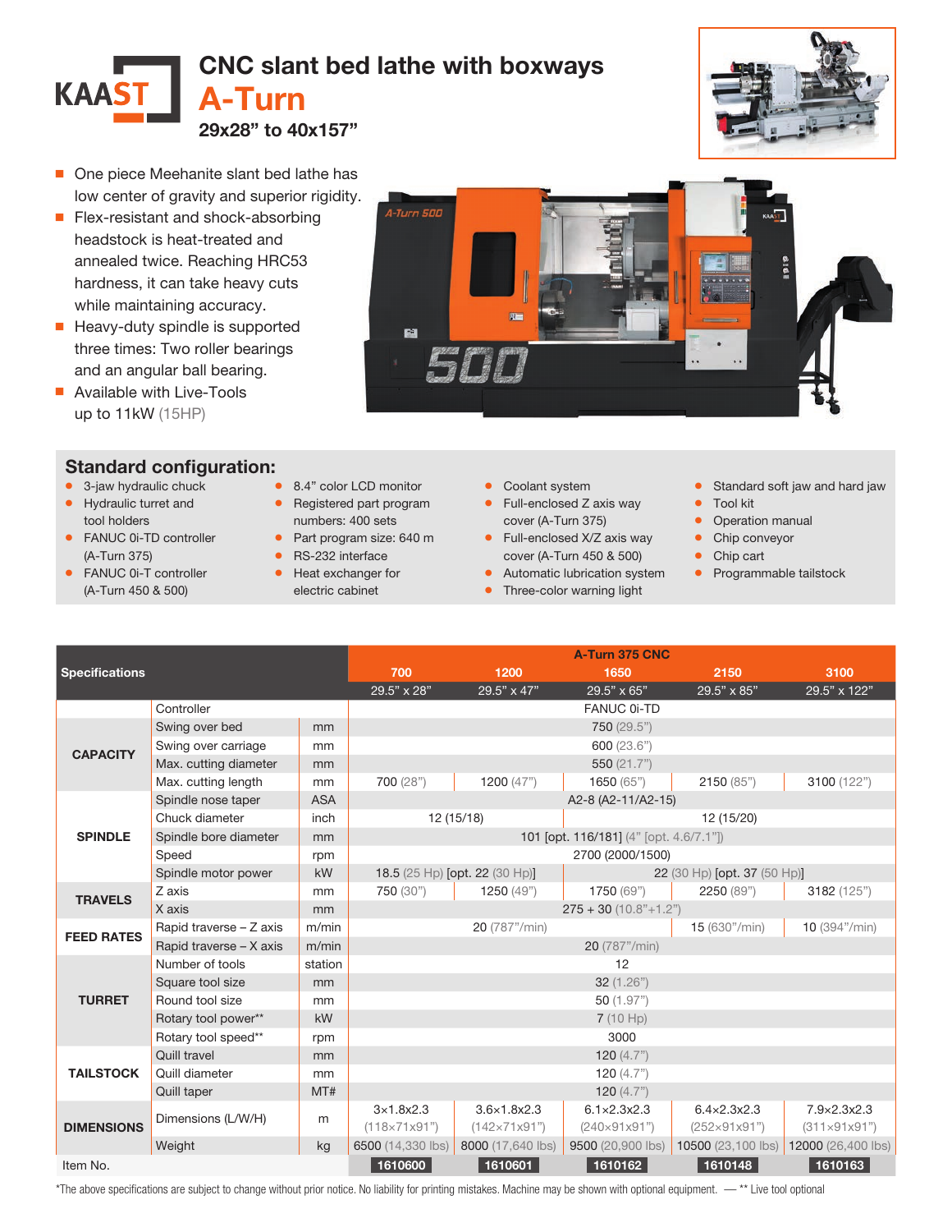KAAST

# CNC slant bed lathe with boxways

## A-Turn

**29x28" to 40x157"**

- One piece Meehanite slant bed lathe has low center of gravity and superior rigidity.
- Flex-resistant and shock-absorbing headstock is heat-treated and annealed twice. Reaching HRC53 hardness, it can take heavy cuts while maintaining accuracy.
- Heavy-duty spindle is supported three times: Two roller bearings and an angular ball bearing.
- Available with Live-Tools up to 11kW (15HP)

## Standard configuration:

- 3-jaw hydraulic chuck
- Hydraulic turret and tool holders
- FANUC 0i-TD controller (A-Turn 375)
- FANUC 0i-T controller (A-Turn 450 & 500)
- 8.4" color LCD monitor
- Registered part program numbers: 400 sets
- Part program size: 640 m
- RS-232 interface
- Heat exchanger for electric cabinet
- Coolant system
- Full-enclosed Z axis way cover (A-Turn 375)
- Full-enclosed X/Z axis way cover (A-Turn 450 & 500)
- Automatic lubrication system
- Three-color warning light
- Standard soft jaw and hard jaw
- Tool kit
- Operation manual
- Chip conveyor
- Chip cart
- Programmable tailstock

| Specifications | | | A-Turn 375 CNC | | | | |
|---|---|---|---|---|---|---|---|
| | | | 700 | 1200 | 1650 | 2150 | 3100 |
| | | | 29.5" x 28" | 29.5" x 47" | 29.5" x 65" | 29.5" x 85" | 29.5" x 122" |
| | Controller | | FANUC 0i-TD | | | | |
| CAPACITY | Swing over bed | mm | 750 (29.5") | | | | |
| | Swing over carriage | mm | 600 (23.6") | | | | |
| | Max. cutting diameter | mm | 550 (21.7") | | | | |
| | Max. cutting length | mm | 700 (28") | 1200 (47") | 1650 (65") | 2150 (85") | 3100 (122") |
| SPINDLE | Spindle nose taper | ASA | A2-8 (A2-11/A2-15) | | | | |
| | Chuck diameter | inch | 12 (15/18) | | 12 (15/20) | | |
| | Spindle bore diameter | mm | 101 [opt. 116/181] (4" [opt. 4.6/7.1"]) | | | | |
| | Speed | rpm | 2700 (2000/1500) | | | | |
| | Spindle motor power | kW | 18.5 (25 Hp) [opt. 22 (30 Hp)] | | 22 (30 Hp) [opt. 37 (50 Hp)] | | |
| TRAVELS | Z axis | mm | 750 (30") | 1250 (49") | 1750 (69") | 2250 (89") | 3182 (125") |
| | X axis | mm | 275 + 30 (10.8"+1.2") | | | | |
| FEED RATES | Rapid traverse – Z axis | m/min | 20 (787"/min) | | | 15 (630"/min) | 10 (394"/min) |
| | Rapid traverse – X axis | m/min | 20 (787"/min) | | | | |
| TURRET | Number of tools | station | 12 | | | | |
| | Square tool size | mm | 32 (1.26") | | | | |
| | Round tool size | mm | 50 (1.97") | | | | |
| | Rotary tool power** | kW | 7 (10 Hp) | | | | |
| | Rotary tool speed** | rpm | 3000 | | | | |
| TAILSTOCK | Quill travel | mm | 120 (4.7") | | | | |
| | Quill diameter | mm | 120 (4.7") | | | | |
| | Quill taper | MT# | 120 (4.7") | | | | |
| DIMENSIONS | Dimensions (L/W/H) | m | 3×1.8x2.3 (118×71x91") | 3.6×1.8x2.3 (142×71x91") | 6.1×2.3x2.3 (240×91x91") | 6.4×2.3x2.3 (252×91x91") | 7.9×2.3x2.3 (311×91x91") |
| | Weight | kg | 6500 (14,330 lbs) | 8000 (17,640 lbs) | 9500 (20,900 lbs) | 10500 (23,100 lbs) | 12000 (26,400 lbs) |
| Item No. | | | 1610600 | 1610601 | 1610162 | 1610148 | 1610163 |

*The above specifications are subject to change without prior notice. No liability for printing mistakes. Machine may be shown with optional equipment. — ** Live tool optional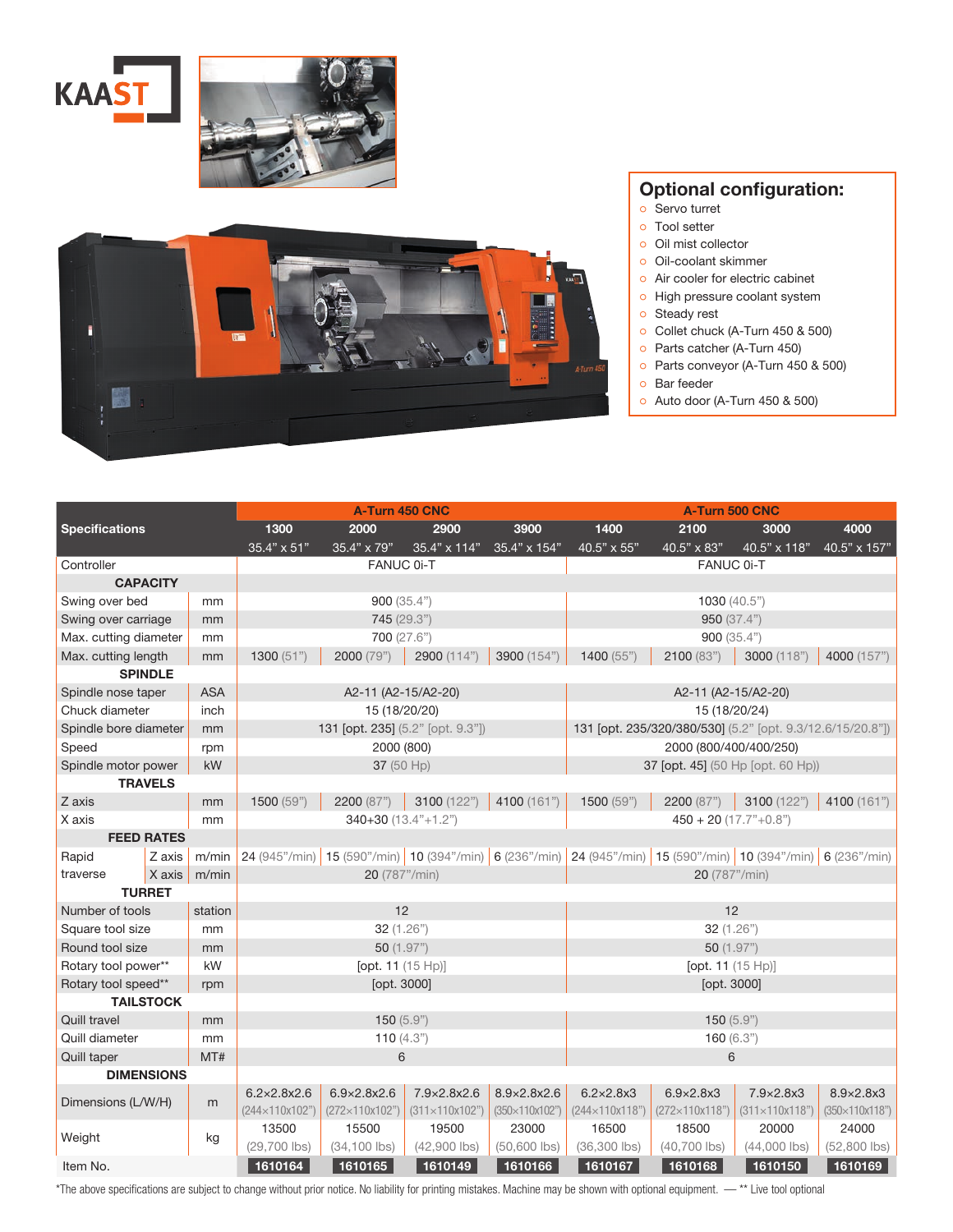KAAST

## Optional configuration:

- Servo turret
- Tool setter
- Oil mist collector
- Oil-coolant skimmer
- Air cooler for electric cabinet
- High pressure coolant system
- Steady rest
- Collet chuck (A-Turn 450 & 500)
- Parts catcher (A-Turn 450)
- Parts conveyor (A-Turn 450 & 500)
- Bar feeder
- Auto door (A-Turn 450 & 500)

| Specifications | | | A-Turn 450 CNC | | | | A-Turn 500 CNC | | | |
|---|---|---|---|---|---|---|---|---|---|---|
| | | | 1300 | 2000 | 2900 | 3900 | 1400 | 2100 | 3000 | 4000 |
| | | | 35.4" x 51" | 35.4" x 79" | 35.4" x 114" | 35.4" x 154" | 40.5" x 55" | 40.5" x 83" | 40.5" x 118" | 40.5" x 157" |
| Controller | | | FANUC 0i-T | | | | FANUC 0i-T | | | |
| **CAPACITY** | | | | | | | | | | |
| Swing over bed | | mm | 900 (35.4") | | | | 1030 (40.5") | | | |
| Swing over carriage | | mm | 745 (29.3") | | | | 950 (37.4") | | | |
| Max. cutting diameter | | mm | 700 (27.6") | | | | 900 (35.4") | | | |
| Max. cutting length | | mm | 1300 (51") | 2000 (79") | 2900 (114") | 3900 (154") | 1400 (55") | 2100 (83") | 3000 (118") | 4000 (157") |
| **SPINDLE** | | | | | | | | | | |
| Spindle nose taper | | ASA | A2-11 (A2-15/A2-20) | | | | A2-11 (A2-15/A2-20) | | | |
| Chuck diameter | | inch | 15 (18/20/20) | | | | 15 (18/20/24) | | | |
| Spindle bore diameter | | mm | 131 [opt. 235] (5.2" [opt. 9.3"]) | | | | 131 [opt. 235/320/380/530] (5.2" [opt. 9.3/12.6/15/20.8"]) | | | |
| Speed | | rpm | 2000 (800) | | | | 2000 (800/400/400/250) | | | |
| Spindle motor power | | kW | 37 (50 Hp) | | | | 37 [opt. 45] (50 Hp [opt. 60 Hp]) | | | |
| **TRAVELS** | | | | | | | | | | |
| Z axis | | mm | 1500 (59") | 2200 (87") | 3100 (122") | 4100 (161") | 1500 (59") | 2200 (87") | 3100 (122") | 4100 (161") |
| X axis | | mm | 340+30 (13.4"+1.2") | | | | 450 + 20 (17.7"+0.8") | | | |
| **FEED RATES** | | | | | | | | | | |
| Rapid traverse | Z axis | m/min | 24 (945"/min) | 15 (590"/min) | 10 (394"/min) | 6 (236"/min) | 24 (945"/min) | 15 (590"/min) | 10 (394"/min) | 6 (236"/min) |
| | X axis | m/min | 20 (787"/min) | | | | 20 (787"/min) | | | |
| **TURRET** | | | | | | | | | | |
| Number of tools | | station | 12 | | | | 12 | | | |
| Square tool size | | mm | 32 (1.26") | | | | 32 (1.26") | | | |
| Round tool size | | mm | 50 (1.97") | | | | 50 (1.97") | | | |
| Rotary tool power** | | kW | [opt. 11 (15 Hp)] | | | | [opt. 11 (15 Hp)] | | | |
| Rotary tool speed** | | rpm | [opt. 3000] | | | | [opt. 3000] | | | |
| **TAILSTOCK** | | | | | | | | | | |
| Quill travel | | mm | 150 (5.9") | | | | 150 (5.9") | | | |
| Quill diameter | | mm | 110 (4.3") | | | | 160 (6.3") | | | |
| Quill taper | | MT# | 6 | | | | 6 | | | |
| **DIMENSIONS** | | | | | | | | | | |
| Dimensions (L/W/H) | | m | 6.2×2.8x2.6 (244×110x102") | 6.9×2.8x2.6 (272×110x102") | 7.9×2.8x2.6 (311×110x102") | 8.9×2.8x2.6 (350×110x102") | 6.2×2.8x3 (244×110x118") | 6.9×2.8x3 (272×110x118") | 7.9×2.8x3 (311×110x118") | 8.9×2.8x3 (350×110x118") |
| Weight | | kg | 13500 (29,700 lbs) | 15500 (34,100 lbs) | 19500 (42,900 lbs) | 23000 (50,600 lbs) | 16500 (36,300 lbs) | 18500 (40,700 lbs) | 20000 (44,000 lbs) | 24000 (52,800 lbs) |
| Item No. | | | 1610164 | 1610165 | 1610149 | 1610166 | 1610167 | 1610168 | 1610150 | 1610169 |

*The above specifications are subject to change without prior notice. No liability for printing mistakes. Machine may be shown with optional equipment. — ** Live tool optional